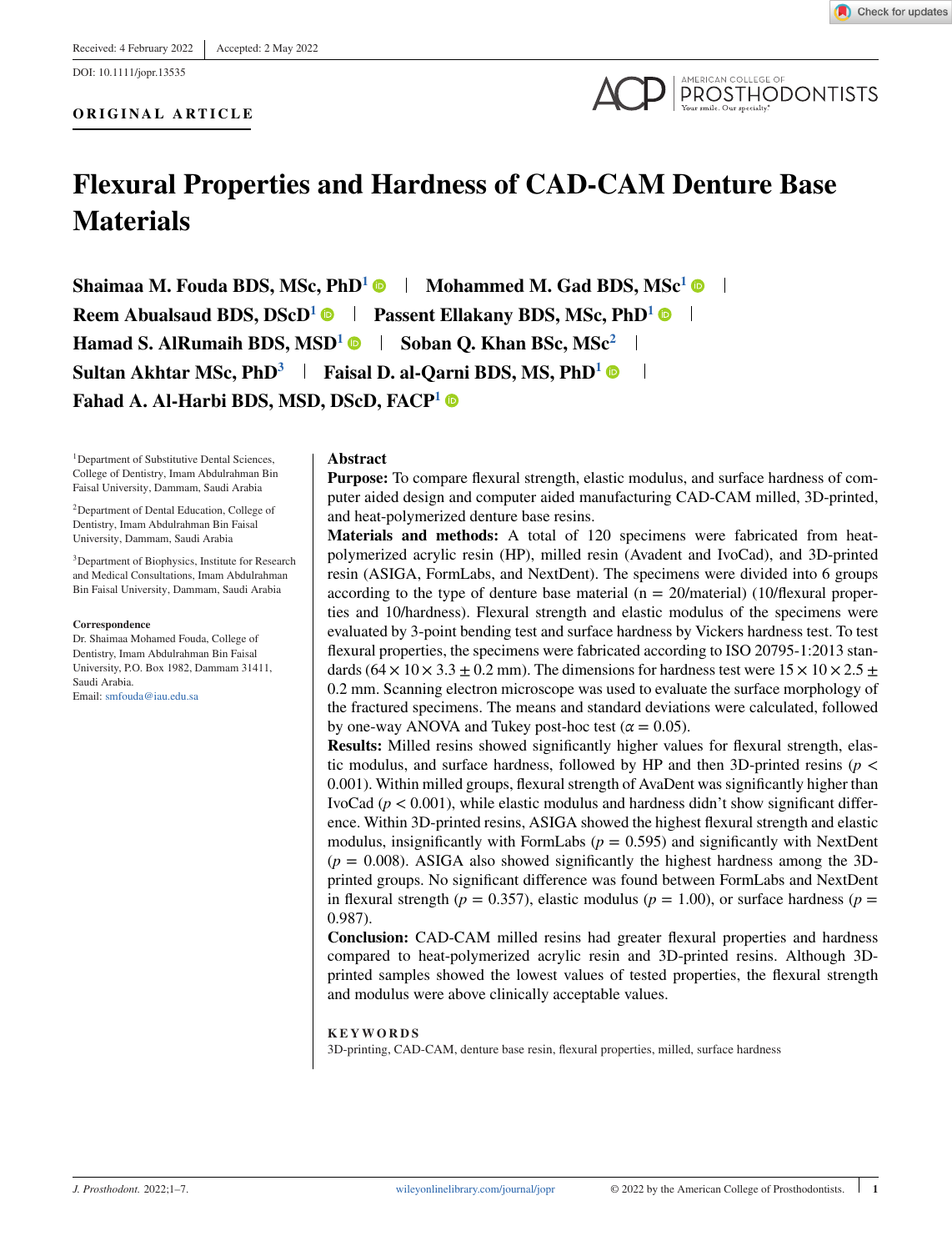Received: 4 February 2022 | Accepted: 2 May 2022

DOI: 10.1111/jopr.13535

**ORIGINAL ARTICLE**

# Flexural Properties and Hardness of CAD-CAM Denture Base Materials

**Shaimaa M. Fouda BDS, MSc, PhD**[1] | **Mohammed M. Gad BDS, MSc**[1] | **Reem Abualsaud BDS, DScD**[1] | **Passent Ellakany BDS, MSc, PhD**[1] | **Hamad S. AlRumaih BDS, MSD**[1] | **Soban Q. Khan BSc, MSc**[2] | **Sultan Akhtar MSc, PhD**[3] | **Faisal D. al-Qarni BDS, MS, PhD**[1] | **Fahad A. Al-Harbi BDS, MSD, DScD, FACP**[1]

[1]Department of Substitutive Dental Sciences, College of Dentistry, Imam Abdulrahman Bin Faisal University, Dammam, Saudi Arabia

[2]Department of Dental Education, College of Dentistry, Imam Abdulrahman Bin Faisal University, Dammam, Saudi Arabia

[3]Department of Biophysics, Institute for Research and Medical Consultations, Imam Abdulrahman Bin Faisal University, Dammam, Saudi Arabia

**Correspondence**
Dr. Shaimaa Mohamed Fouda, College of Dentistry, Imam Abdulrahman Bin Faisal University, P.O. Box 1982, Dammam 31411, Saudi Arabia.
Email: smfouda@iau.edu.sa

## Abstract

**Purpose:** To compare flexural strength, elastic modulus, and surface hardness of computer aided design and computer aided manufacturing CAD-CAM milled, 3D-printed, and heat-polymerized denture base resins.

**Materials and methods:** A total of 120 specimens were fabricated from heat-polymerized acrylic resin (HP), milled resin (Avadent and IvoCad), and 3D-printed resin (ASIGA, FormLabs, and NextDent). The specimens were divided into 6 groups according to the type of denture base material (n = 20/material) (10/flexural properties and 10/hardness). Flexural strength and elastic modulus of the specimens were evaluated by 3-point bending test and surface hardness by Vickers hardness test. To test flexural properties, the specimens were fabricated according to ISO 20795-1:2013 standards ($64 \times 10 \times 3.3 \pm 0.2$ mm). The dimensions for hardness test were $15 \times 10 \times 2.5 \pm 0.2$ mm. Scanning electron microscope was used to evaluate the surface morphology of the fractured specimens. The means and standard deviations were calculated, followed by one-way ANOVA and Tukey post-hoc test ($\alpha = 0.05$).

**Results:** Milled resins showed significantly higher values for flexural strength, elastic modulus, and surface hardness, followed by HP and then 3D-printed resins ($p < 0.001$). Within milled groups, flexural strength of AvaDent was significantly higher than IvoCad ($p < 0.001$), while elastic modulus and hardness didn't show significant difference. Within 3D-printed resins, ASIGA showed the highest flexural strength and elastic modulus, insignificantly with FormLabs ($p = 0.595$) and significantly with NextDent ($p = 0.008$). ASIGA also showed significantly the highest hardness among the 3D-printed groups. No significant difference was found between FormLabs and NextDent in flexural strength ($p = 0.357$), elastic modulus ($p = 1.00$), or surface hardness ($p = 0.987$).

**Conclusion:** CAD-CAM milled resins had greater flexural properties and hardness compared to heat-polymerized acrylic resin and 3D-printed resins. Although 3D-printed samples showed the lowest values of tested properties, the flexural strength and modulus were above clinically acceptable values.

**KEYWORDS**

3D-printing, CAD-CAM, denture base resin, flexural properties, milled, surface hardness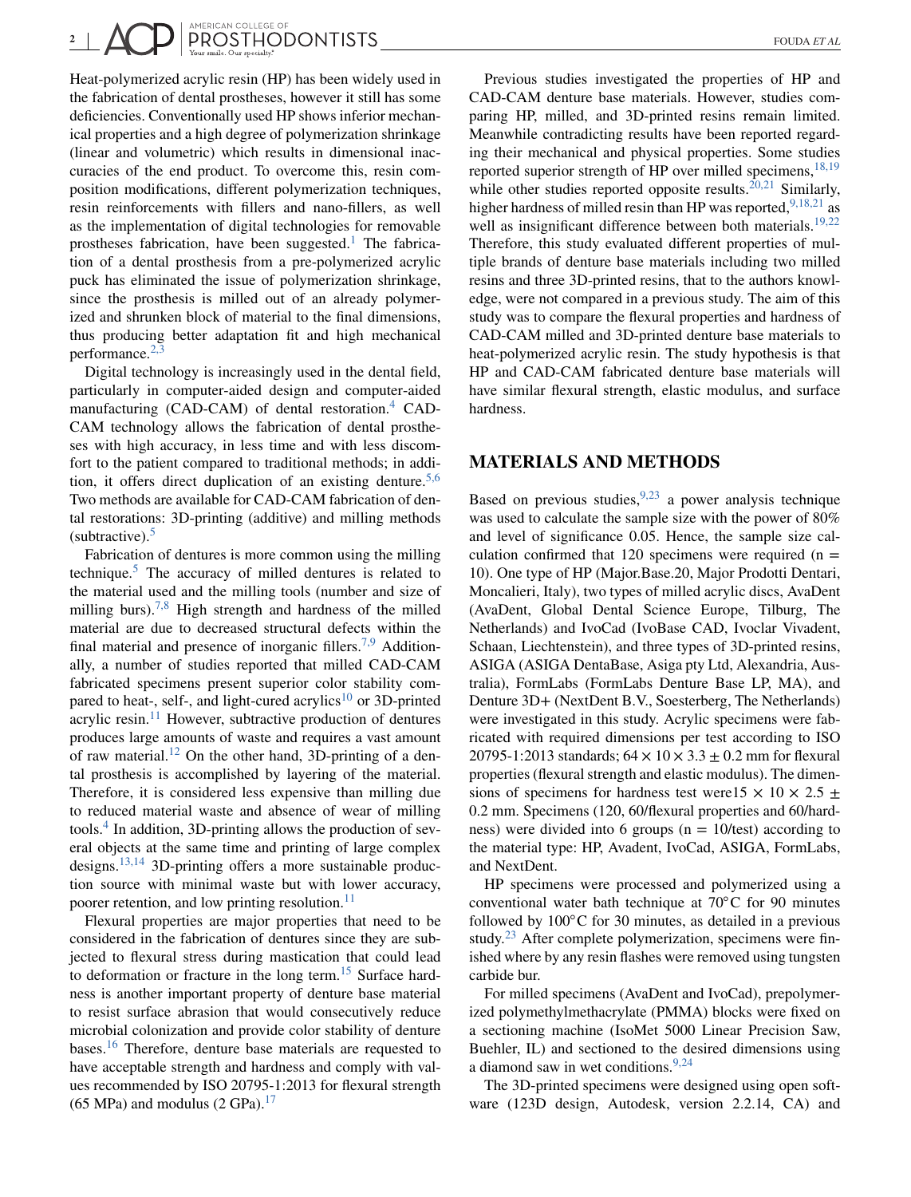Heat-polymerized acrylic resin (HP) has been widely used in the fabrication of dental prostheses, however it still has some deficiencies. Conventionally used HP shows inferior mechanical properties and a high degree of polymerization shrinkage (linear and volumetric) which results in dimensional inaccuracies of the end product. To overcome this, resin composition modifications, different polymerization techniques, resin reinforcements with fillers and nano-fillers, as well as the implementation of digital technologies for removable prostheses fabrication, have been suggested.[1] The fabrication of a dental prosthesis from a pre-polymerized acrylic puck has eliminated the issue of polymerization shrinkage, since the prosthesis is milled out of an already polymerized and shrunken block of material to the final dimensions, thus producing better adaptation fit and high mechanical performance.[2,3]

Digital technology is increasingly used in the dental field, particularly in computer-aided design and computer-aided manufacturing (CAD-CAM) of dental restoration.[4] CAD-CAM technology allows the fabrication of dental prostheses with high accuracy, in less time and with less discomfort to the patient compared to traditional methods; in addition, it offers direct duplication of an existing denture.[5,6] Two methods are available for CAD-CAM fabrication of dental restorations: 3D-printing (additive) and milling methods (subtractive).[5]

Fabrication of dentures is more common using the milling technique.[5] The accuracy of milled dentures is related to the material used and the milling tools (number and size of milling burs).[7,8] High strength and hardness of the milled material are due to decreased structural defects within the final material and presence of inorganic fillers.[7,9] Additionally, a number of studies reported that milled CAD-CAM fabricated specimens present superior color stability compared to heat-, self-, and light-cured acrylics[10] or 3D-printed acrylic resin.[11] However, subtractive production of dentures produces large amounts of waste and requires a vast amount of raw material.[12] On the other hand, 3D-printing of a dental prosthesis is accomplished by layering of the material. Therefore, it is considered less expensive than milling due to reduced material waste and absence of wear of milling tools.[4] In addition, 3D-printing allows the production of several objects at the same time and printing of large complex designs.[13,14] 3D-printing offers a more sustainable production source with minimal waste but with lower accuracy, poorer retention, and low printing resolution.[11]

Flexural properties are major properties that need to be considered in the fabrication of dentures since they are subjected to flexural stress during mastication that could lead to deformation or fracture in the long term.[15] Surface hardness is another important property of denture base material to resist surface abrasion that would consecutively reduce microbial colonization and provide color stability of denture bases.[16] Therefore, denture base materials are requested to have acceptable strength and hardness and comply with values recommended by ISO 20795-1:2013 for flexural strength (65 MPa) and modulus (2 GPa).[17]

Previous studies investigated the properties of HP and CAD-CAM denture base materials. However, studies comparing HP, milled, and 3D-printed resins remain limited. Meanwhile contradicting results have been reported regarding their mechanical and physical properties. Some studies reported superior strength of HP over milled specimens,[18,19] while other studies reported opposite results.[20,21] Similarly, higher hardness of milled resin than HP was reported,[9,18,21] as well as insignificant difference between both materials.[19,22] Therefore, this study evaluated different properties of multiple brands of denture base materials including two milled resins and three 3D-printed resins, that to the authors knowledge, were not compared in a previous study. The aim of this study was to compare the flexural properties and hardness of CAD-CAM milled and 3D-printed denture base materials to heat-polymerized acrylic resin. The study hypothesis is that HP and CAD-CAM fabricated denture base materials will have similar flexural strength, elastic modulus, and surface hardness.

## MATERIALS AND METHODS

Based on previous studies,[9,23] a power analysis technique was used to calculate the sample size with the power of 80% and level of significance 0.05. Hence, the sample size calculation confirmed that 120 specimens were required ($n = 10$). One type of HP (Major.Base.20, Major Prodotti Dentari, Moncalieri, Italy), two types of milled acrylic discs, AvaDent (AvaDent, Global Dental Science Europe, Tilburg, The Netherlands) and IvoCad (IvoBase CAD, Ivoclar Vivadent, Schaan, Liechtenstein), and three types of 3D-printed resins, ASIGA (ASIGA DentaBase, Asiga pty Ltd, Alexandria, Australia), FormLabs (FormLabs Denture Base LP, MA), and Denture 3D+ (NextDent B.V., Soesterberg, The Netherlands) were investigated in this study. Acrylic specimens were fabricated with required dimensions per test according to ISO 20795-1:2013 standards; $64 \times 10 \times 3.3 \pm 0.2$ mm for flexural properties (flexural strength and elastic modulus). The dimensions of specimens for hardness test were$15 \times 10 \times 2.5 \pm 0.2$ mm. Specimens (120, 60/flexural properties and 60/hardness) were divided into 6 groups ($n = 10$/test) according to the material type: HP, Avadent, IvoCad, ASIGA, FormLabs, and NextDent.

HP specimens were processed and polymerized using a conventional water bath technique at 70°C for 90 minutes followed by 100°C for 30 minutes, as detailed in a previous study.[23] After complete polymerization, specimens were finished where by any resin flashes were removed using tungsten carbide bur.

For milled specimens (AvaDent and IvoCad), prepolymerized polymethylmethacrylate (PMMA) blocks were fixed on a sectioning machine (IsoMet 5000 Linear Precision Saw, Buehler, IL) and sectioned to the desired dimensions using a diamond saw in wet conditions.[9,24]

The 3D-printed specimens were designed using open software (123D design, Autodesk, version 2.2.14, CA) and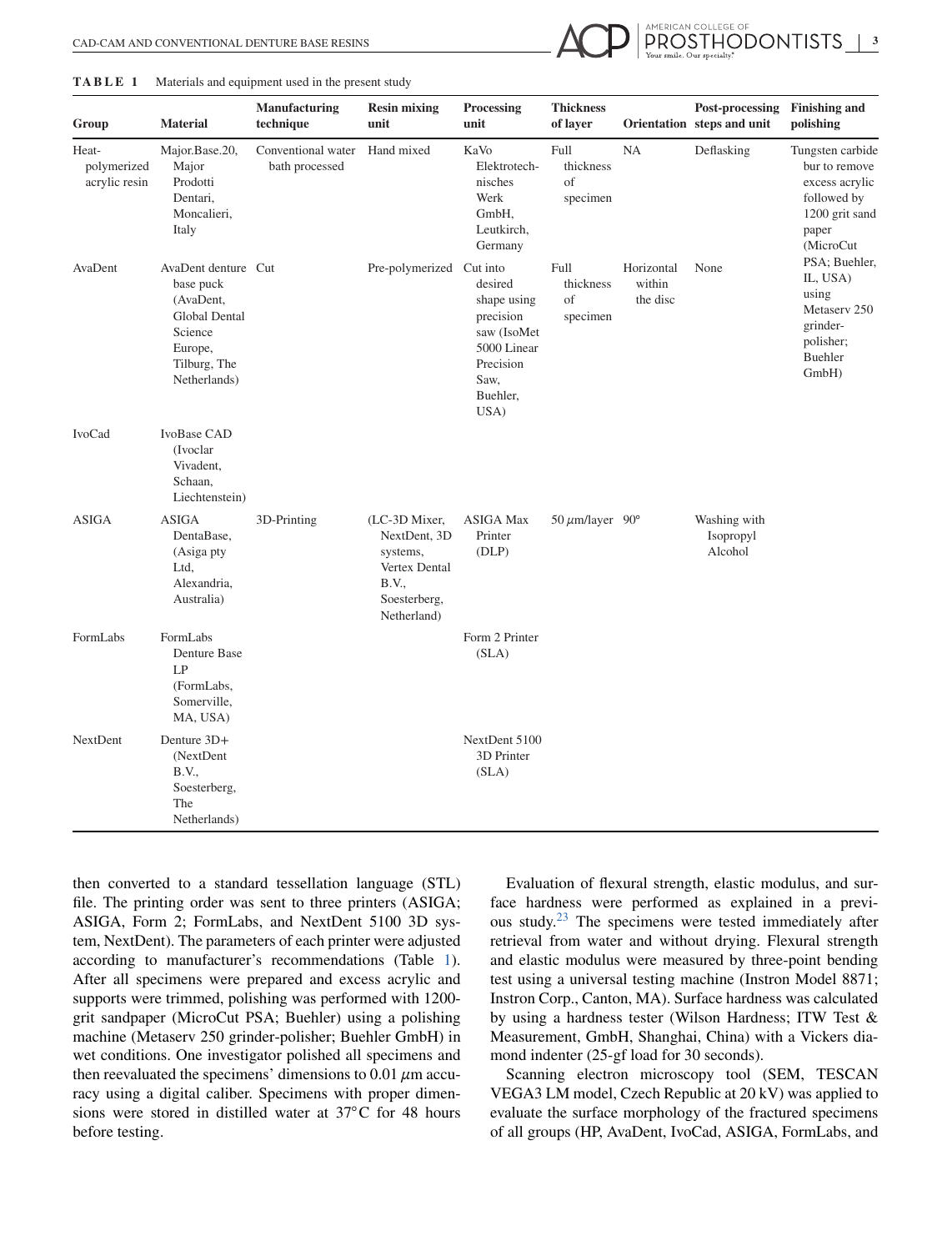**TABLE 1** Materials and equipment used in the present study

| Group | Material | Manufacturing technique | Resin mixing unit | Processing unit | Thickness of layer | Orientation | Post-processing steps and unit | Finishing and polishing |
|---|---|---|---|---|---|---|---|---|
| Heat-polymerized acrylic resin | Major.Base.20, Major Prodotti Dentari, Moncalieri, Italy | Conventional water bath processed | Hand mixed | KaVo Elektrotech-nisches Werk GmbH, Leutkirch, Germany | Full thickness of specimen | NA | Deflasking | Tungsten carbide bur to remove excess acrylic followed by 1200 grit sand paper (MicroCut PSA; Buehler, IL, USA) using Metaserv 250 grinder-polisher; Buehler GmbH) |
| AvaDent | AvaDent denture base puck (AvaDent, Global Dental Science Europe, Tilburg, The Netherlands) | Cut | Pre-polymerized | Cut into desired shape using precision saw (IsoMet 5000 Linear Precision Saw, Buehler, USA) | Full thickness of specimen | Horizontal within the disc | None | |
| IvoCad | IvoBase CAD (Ivoclar Vivadent, Schaan, Liechtenstein) | | | | | | | |
| ASIGA | ASIGA DentaBase, (Asiga pty Ltd, Alexandria, Australia) | 3D-Printing | (LC-3D Mixer, NextDent, 3D systems, Vertex Dental B.V., Soesterberg, Netherland) | ASIGA Max Printer (DLP) | 50 $\mu$m/layer | 90° | Washing with Isopropyl Alcohol | |
| FormLabs | FormLabs Denture Base LP (FormLabs, Somerville, MA, USA) | | | Form 2 Printer (SLA) | | | | |
| NextDent | Denture 3D+ (NextDent B.V., Soesterberg, The Netherlands) | | | NextDent 5100 3D Printer (SLA) | | | | |

then converted to a standard tessellation language (STL) file. The printing order was sent to three printers (ASIGA; ASIGA, Form 2; FormLabs, and NextDent 5100 3D system, NextDent). The parameters of each printer were adjusted according to manufacturer's recommendations (Table 1). After all specimens were prepared and excess acrylic and supports were trimmed, polishing was performed with 1200-grit sandpaper (MicroCut PSA; Buehler) using a polishing machine (Metaserv 250 grinder-polisher; Buehler GmbH) in wet conditions. One investigator polished all specimens and then reevaluated the specimens' dimensions to 0.01 $\mu$m accuracy using a digital caliber. Specimens with proper dimensions were stored in distilled water at 37°C for 48 hours before testing.

Evaluation of flexural strength, elastic modulus, and surface hardness were performed as explained in a previous study.[23] The specimens were tested immediately after retrieval from water and without drying. Flexural strength and elastic modulus were measured by three-point bending test using a universal testing machine (Instron Model 8871; Instron Corp., Canton, MA). Surface hardness was calculated by using a hardness tester (Wilson Hardness; ITW Test & Measurement, GmbH, Shanghai, China) with a Vickers diamond indenter (25-gf load for 30 seconds).

Scanning electron microscopy tool (SEM, TESCAN VEGA3 LM model, Czech Republic at 20 kV) was applied to evaluate the surface morphology of the fractured specimens of all groups (HP, AvaDent, IvoCad, ASIGA, FormLabs, and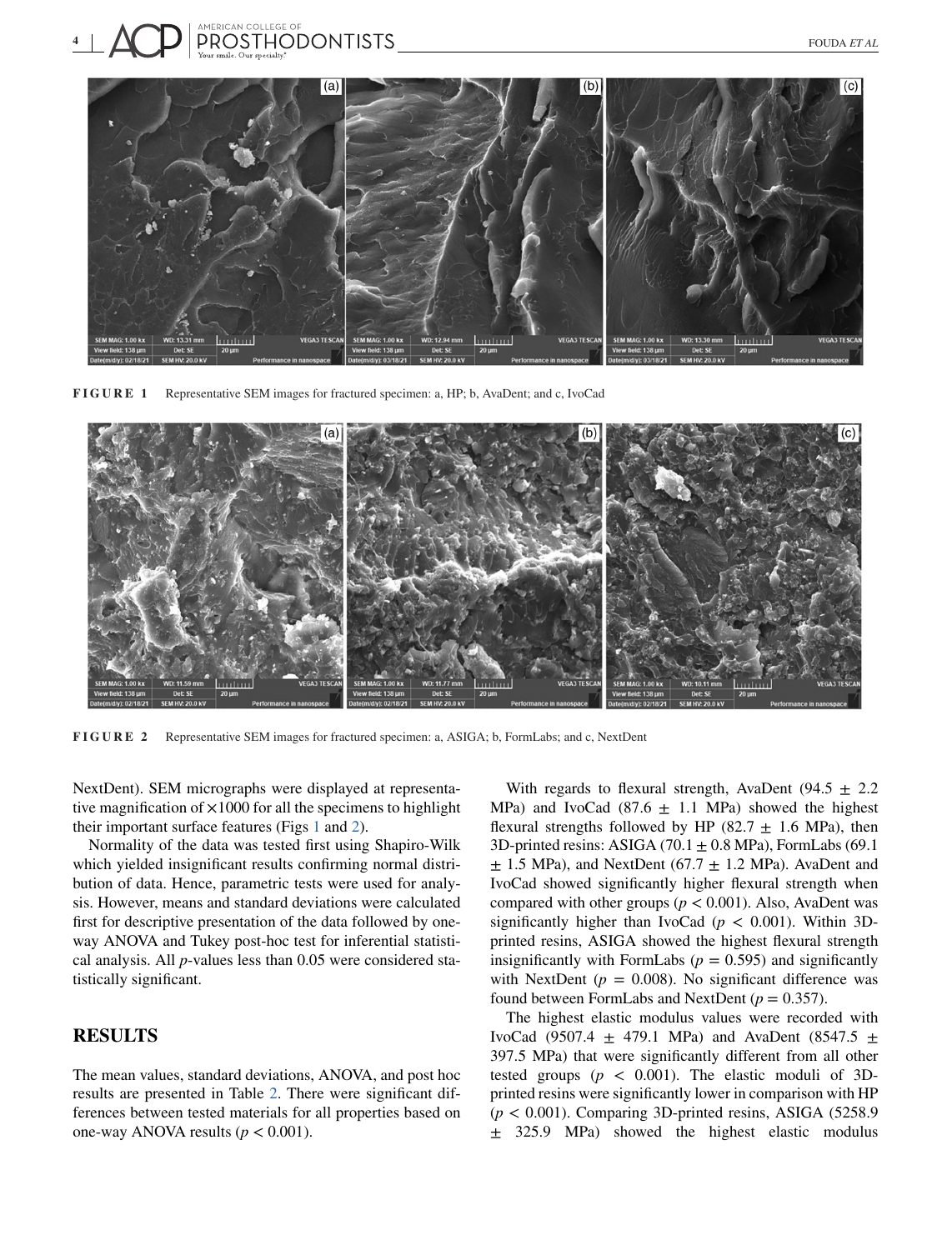FIGURE 1 Representative SEM images for fractured specimen: a, HP; b, AvaDent; and c, IvoCad

FIGURE 2 Representative SEM images for fractured specimen: a, ASIGA; b, FormLabs; and c, NextDent

NextDent). SEM micrographs were displayed at representative magnification of ×1000 for all the specimens to highlight their important surface features (Figs 1 and 2).

Normality of the data was tested first using Shapiro-Wilk which yielded insignificant results confirming normal distribution of data. Hence, parametric tests were used for analysis. However, means and standard deviations were calculated first for descriptive presentation of the data followed by one-way ANOVA and Tukey post-hoc test for inferential statistical analysis. All *p*-values less than 0.05 were considered statistically significant.

## RESULTS

The mean values, standard deviations, ANOVA, and post hoc results are presented in Table 2. There were significant differences between tested materials for all properties based on one-way ANOVA results ($p < 0.001$).

With regards to flexural strength, AvaDent (94.5 ± 2.2 MPa) and IvoCad (87.6 ± 1.1 MPa) showed the highest flexural strengths followed by HP (82.7 ± 1.6 MPa), then 3D-printed resins: ASIGA (70.1 ± 0.8 MPa), FormLabs (69.1 ± 1.5 MPa), and NextDent (67.7 ± 1.2 MPa). AvaDent and IvoCad showed significantly higher flexural strength when compared with other groups ($p < 0.001$). Also, AvaDent was significantly higher than IvoCad ($p < 0.001$). Within 3D-printed resins, ASIGA showed the highest flexural strength insignificantly with FormLabs ($p = 0.595$) and significantly with NextDent ($p = 0.008$). No significant difference was found between FormLabs and NextDent ($p = 0.357$).

The highest elastic modulus values were recorded with IvoCad (9507.4 ± 479.1 MPa) and AvaDent (8547.5 ± 397.5 MPa) that were significantly different from all other tested groups ($p < 0.001$). The elastic moduli of 3D-printed resins were significantly lower in comparison with HP ($p < 0.001$). Comparing 3D-printed resins, ASIGA (5258.9 ± 325.9 MPa) showed the highest elastic modulus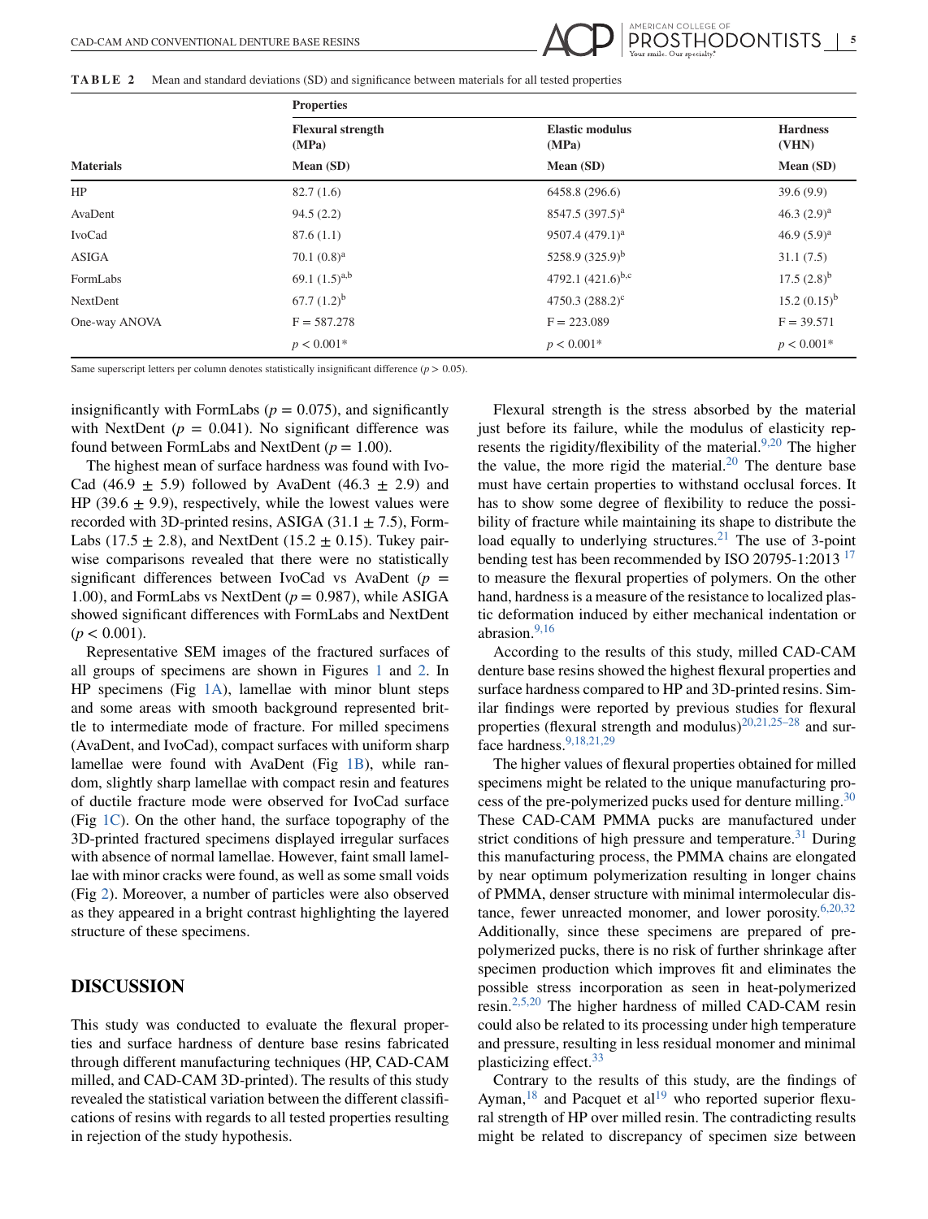**TABLE 2** Mean and standard deviations (SD) and significance between materials for all tested properties

| Materials | Flexural strength (MPa) Mean (SD) | Elastic modulus (MPa) Mean (SD) | Hardness (VHN) Mean (SD) |
|---|---|---|---|
| HP | 82.7 (1.6) | 6458.8 (296.6) | 39.6 (9.9) |
| AvaDent | 94.5 (2.2) | 8547.5 (397.5)[a] | 46.3 (2.9)[a] |
| IvoCad | 87.6 (1.1) | 9507.4 (479.1)[a] | 46.9 (5.9)[a] |
| ASIGA | 70.1 (0.8)[a] | 5258.9 (325.9)[b] | 31.1 (7.5) |
| FormLabs | 69.1 (1.5)[a,b] | 4792.1 (421.6)[b,c] | 17.5 (2.8)[b] |
| NextDent | 67.7 (1.2)[b] | 4750.3 (288.2)[c] | 15.2 (0.15)[b] |
| One-way ANOVA | F = 587.278 | F = 223.089 | F = 39.571 |
| | $p < 0.001$* | $p < 0.001$* | $p < 0.001$* |

Same superscript letters per column denotes statistically insignificant difference ($p > 0.05$).

insignificantly with FormLabs ($p = 0.075$), and significantly with NextDent ($p = 0.041$). No significant difference was found between FormLabs and NextDent ($p = 1.00$).

The highest mean of surface hardness was found with IvoCad ($46.9 \pm 5.9$) followed by AvaDent ($46.3 \pm 2.9$) and HP ($39.6 \pm 9.9$), respectively, while the lowest values were recorded with 3D-printed resins, ASIGA ($31.1 \pm 7.5$), FormLabs ($17.5 \pm 2.8$), and NextDent ($15.2 \pm 0.15$). Tukey pairwise comparisons revealed that there were no statistically significant differences between IvoCad vs AvaDent ($p = 1.00$), and FormLabs vs NextDent ($p = 0.987$), while ASIGA showed significant differences with FormLabs and NextDent ($p < 0.001$).

Representative SEM images of the fractured surfaces of all groups of specimens are shown in Figures 1 and 2. In HP specimens (Fig 1A), lamellae with minor blunt steps and some areas with smooth background represented brittle to intermediate mode of fracture. For milled specimens (AvaDent, and IvoCad), compact surfaces with uniform sharp lamellae were found with AvaDent (Fig 1B), while random, slightly sharp lamellae with compact resin and features of ductile fracture mode were observed for IvoCad surface (Fig 1C). On the other hand, the surface topography of the 3D-printed fractured specimens displayed irregular surfaces with absence of normal lamellae. However, faint small lamellae with minor cracks were found, as well as some small voids (Fig 2). Moreover, a number of particles were also observed as they appeared in a bright contrast highlighting the layered structure of these specimens.

## DISCUSSION

This study was conducted to evaluate the flexural properties and surface hardness of denture base resins fabricated through different manufacturing techniques (HP, CAD-CAM milled, and CAD-CAM 3D-printed). The results of this study revealed the statistical variation between the different classifications of resins with regards to all tested properties resulting in rejection of the study hypothesis.

Flexural strength is the stress absorbed by the material just before its failure, while the modulus of elasticity represents the rigidity/flexibility of the material.[9,20] The higher the value, the more rigid the material.[20] The denture base must have certain properties to withstand occlusal forces. It has to show some degree of flexibility to reduce the possibility of fracture while maintaining its shape to distribute the load equally to underlying structures.[21] The use of 3-point bending test has been recommended by ISO 20795-1:2013 [17] to measure the flexural properties of polymers. On the other hand, hardness is a measure of the resistance to localized plastic deformation induced by either mechanical indentation or abrasion.[9,16]

According to the results of this study, milled CAD-CAM denture base resins showed the highest flexural properties and surface hardness compared to HP and 3D-printed resins. Similar findings were reported by previous studies for flexural properties (flexural strength and modulus)[20,21,25–28] and surface hardness.[9,18,21,29]

The higher values of flexural properties obtained for milled specimens might be related to the unique manufacturing process of the pre-polymerized pucks used for denture milling.[30] These CAD-CAM PMMA pucks are manufactured under strict conditions of high pressure and temperature.[31] During this manufacturing process, the PMMA chains are elongated by near optimum polymerization resulting in longer chains of PMMA, denser structure with minimal intermolecular distance, fewer unreacted monomer, and lower porosity.[6,20,32] Additionally, since these specimens are prepared of pre-polymerized pucks, there is no risk of further shrinkage after specimen production which improves fit and eliminates the possible stress incorporation as seen in heat-polymerized resin.[2,5,20] The higher hardness of milled CAD-CAM resin could also be related to its processing under high temperature and pressure, resulting in less residual monomer and minimal plasticizing effect.[33]

Contrary to the results of this study, are the findings of Ayman,[18] and Pacquet et al[19] who reported superior flexural strength of HP over milled resin. The contradicting results might be related to discrepancy of specimen size between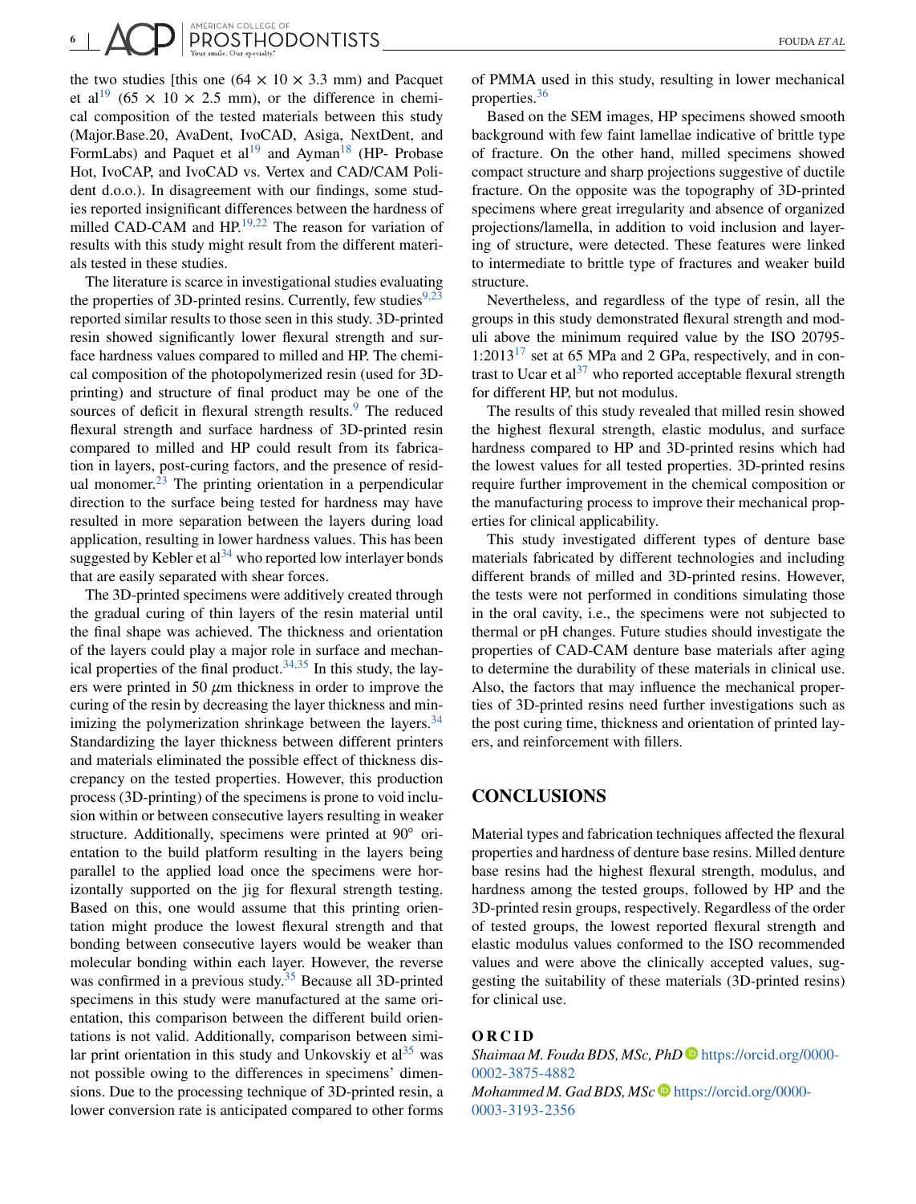the two studies [this one (64 × 10 × 3.3 mm) and Pacquet et al[19] (65 × 10 × 2.5 mm), or the difference in chemical composition of the tested materials between this study (Major.Base.20, AvaDent, IvoCAD, Asiga, NextDent, and FormLabs) and Paquet et al[19] and Ayman[18] (HP- Probase Hot, IvoCAP, and IvoCAD vs. Vertex and CAD/CAM Polident d.o.o.). In disagreement with our findings, some studies reported insignificant differences between the hardness of milled CAD-CAM and HP.[19,22] The reason for variation of results with this study might result from the different materials tested in these studies.

The literature is scarce in investigational studies evaluating the properties of 3D-printed resins. Currently, few studies[9,23] reported similar results to those seen in this study. 3D-printed resin showed significantly lower flexural strength and surface hardness values compared to milled and HP. The chemical composition of the photopolymerized resin (used for 3D-printing) and structure of final product may be one of the sources of deficit in flexural strength results.[9] The reduced flexural strength and surface hardness of 3D-printed resin compared to milled and HP could result from its fabrication in layers, post-curing factors, and the presence of residual monomer.[23] The printing orientation in a perpendicular direction to the surface being tested for hardness may have resulted in more separation between the layers during load application, resulting in lower hardness values. This has been suggested by Kebler et al[34] who reported low interlayer bonds that are easily separated with shear forces.

The 3D-printed specimens were additively created through the gradual curing of thin layers of the resin material until the final shape was achieved. The thickness and orientation of the layers could play a major role in surface and mechanical properties of the final product.[34,35] In this study, the layers were printed in 50 $\mu$m thickness in order to improve the curing of the resin by decreasing the layer thickness and minimizing the polymerization shrinkage between the layers.[34] Standardizing the layer thickness between different printers and materials eliminated the possible effect of thickness discrepancy on the tested properties. However, this production process (3D-printing) of the specimens is prone to void inclusion within or between consecutive layers resulting in weaker structure. Additionally, specimens were printed at 90° orientation to the build platform resulting in the layers being parallel to the applied load once the specimens were horizontally supported on the jig for flexural strength testing. Based on this, one would assume that this printing orientation might produce the lowest flexural strength and that bonding between consecutive layers would be weaker than molecular bonding within each layer. However, the reverse was confirmed in a previous study.[35] Because all 3D-printed specimens in this study were manufactured at the same orientation, this comparison between the different build orientations is not valid. Additionally, comparison between similar print orientation in this study and Unkovskiy et al[35] was not possible owing to the differences in specimens' dimensions. Due to the processing technique of 3D-printed resin, a lower conversion rate is anticipated compared to other forms of PMMA used in this study, resulting in lower mechanical properties.[36]

Based on the SEM images, HP specimens showed smooth background with few faint lamellae indicative of brittle type of fracture. On the other hand, milled specimens showed compact structure and sharp projections suggestive of ductile fracture. On the opposite was the topography of 3D-printed specimens where great irregularity and absence of organized projections/lamella, in addition to void inclusion and layering of structure, were detected. These features were linked to intermediate to brittle type of fractures and weaker build structure.

Nevertheless, and regardless of the type of resin, all the groups in this study demonstrated flexural strength and moduli above the minimum required value by the ISO 20795-1:2013[17] set at 65 MPa and 2 GPa, respectively, and in contrast to Ucar et al[37] who reported acceptable flexural strength for different HP, but not modulus.

The results of this study revealed that milled resin showed the highest flexural strength, elastic modulus, and surface hardness compared to HP and 3D-printed resins which had the lowest values for all tested properties. 3D-printed resins require further improvement in the chemical composition or the manufacturing process to improve their mechanical properties for clinical applicability.

This study investigated different types of denture base materials fabricated by different technologies and including different brands of milled and 3D-printed resins. However, the tests were not performed in conditions simulating those in the oral cavity, i.e., the specimens were not subjected to thermal or pH changes. Future studies should investigate the properties of CAD-CAM denture base materials after aging to determine the durability of these materials in clinical use. Also, the factors that may influence the mechanical properties of 3D-printed resins need further investigations such as the post curing time, thickness and orientation of printed layers, and reinforcement with fillers.

## CONCLUSIONS

Material types and fabrication techniques affected the flexural properties and hardness of denture base resins. Milled denture base resins had the highest flexural strength, modulus, and hardness among the tested groups, followed by HP and the 3D-printed resin groups, respectively. Regardless of the order of tested groups, the lowest reported flexural strength and elastic modulus values conformed to the ISO recommended values and were above the clinically accepted values, suggesting the suitability of these materials (3D-printed resins) for clinical use.

### ORCID

*Shaimaa M. Fouda BDS, MSc, PhD* https://orcid.org/0000-0002-3875-4882

*Mohammed M. Gad BDS, MSc* https://orcid.org/0000-0003-3193-2356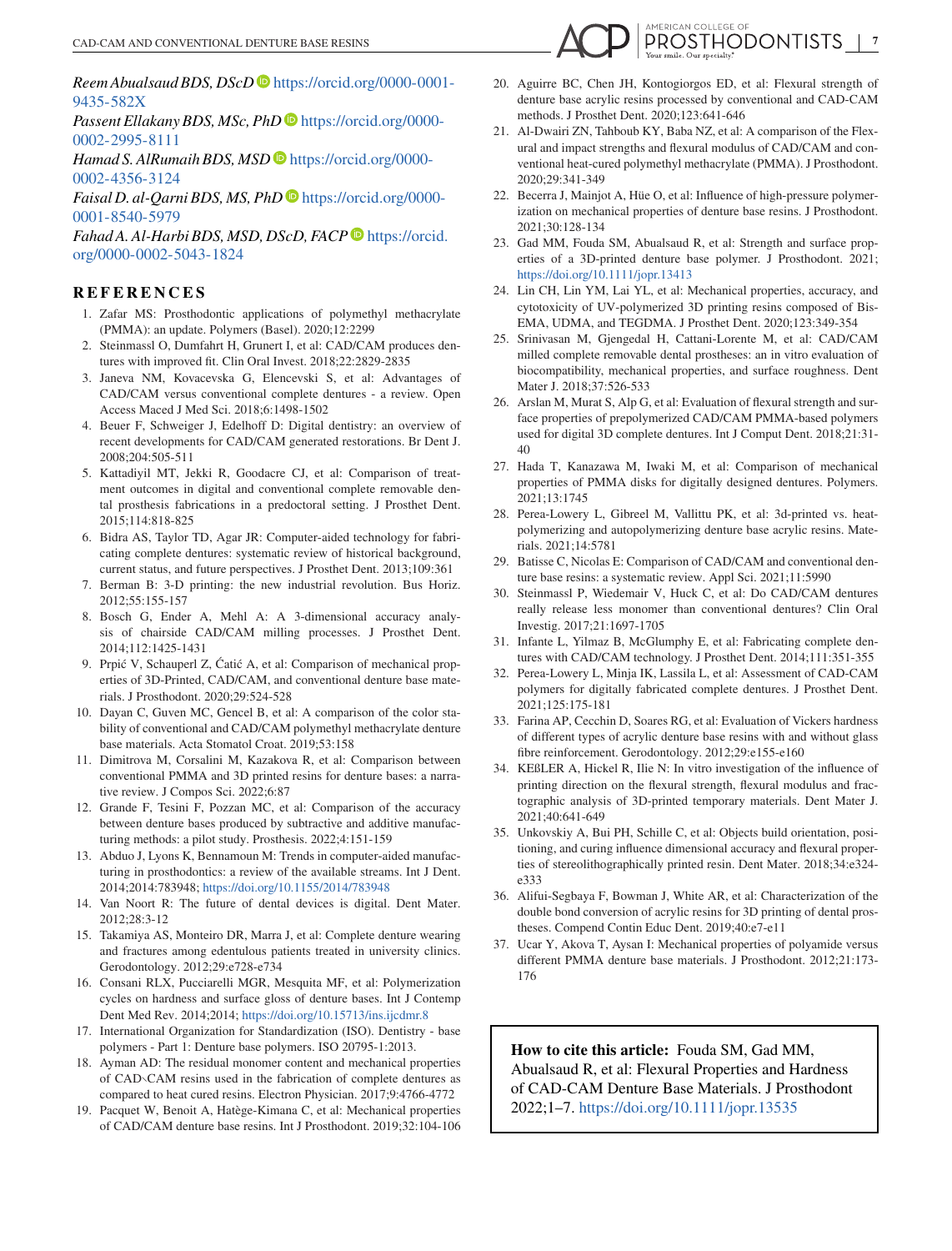*Reem Abualsaud BDS, DScD* https://orcid.org/0000-0001-9435-582X

*Passent Ellakany BDS, MSc, PhD* https://orcid.org/0000-0002-2995-8111

*Hamad S. AlRumaih BDS, MSD* https://orcid.org/0000-0002-4356-3124

*Faisal D. al-Qarni BDS, MS, PhD* https://orcid.org/0000-0001-8540-5979

*Fahad A. Al-Harbi BDS, MSD, DScD, FACP* https://orcid.org/0000-0002-5043-1824

## REFERENCES

1. Zafar MS: Prosthodontic applications of polymethyl methacrylate (PMMA): an update. Polymers (Basel). 2020;12:2299
2. Steinmassl O, Dumfahrt H, Grunert I, et al: CAD/CAM produces dentures with improved fit. Clin Oral Invest. 2018;22:2829-2835
3. Janeva NM, Kovacevska G, Elencevski S, et al: Advantages of CAD/CAM versus conventional complete dentures - a review. Open Access Maced J Med Sci. 2018;6:1498-1502
4. Beuer F, Schweiger J, Edelhoff D: Digital dentistry: an overview of recent developments for CAD/CAM generated restorations. Br Dent J. 2008;204:505-511
5. Kattadiyil MT, Jekki R, Goodacre CJ, et al: Comparison of treatment outcomes in digital and conventional complete removable dental prosthesis fabrications in a predoctoral setting. J Prosthet Dent. 2015;114:818-825
6. Bidra AS, Taylor TD, Agar JR: Computer-aided technology for fabricating complete dentures: systematic review of historical background, current status, and future perspectives. J Prosthet Dent. 2013;109:361
7. Berman B: 3-D printing: the new industrial revolution. Bus Horiz. 2012;55:155-157
8. Bosch G, Ender A, Mehl A: A 3-dimensional accuracy analysis of chairside CAD/CAM milling processes. J Prosthet Dent. 2014;112:1425-1431
9. Prpić V, Schauperl Z, Ćatić A, et al: Comparison of mechanical properties of 3D-Printed, CAD/CAM, and conventional denture base materials. J Prosthodont. 2020;29:524-528
10. Dayan C, Guven MC, Gencel B, et al: A comparison of the color stability of conventional and CAD/CAM polymethyl methacrylate denture base materials. Acta Stomatol Croat. 2019;53:158
11. Dimitrova M, Corsalini M, Kazakova R, et al: Comparison between conventional PMMA and 3D printed resins for denture bases: a narrative review. J Compos Sci. 2022;6:87
12. Grande F, Tesini F, Pozzan MC, et al: Comparison of the accuracy between denture bases produced by subtractive and additive manufacturing methods: a pilot study. Prosthesis. 2022;4:151-159
13. Abduo J, Lyons K, Bennamoun M: Trends in computer-aided manufacturing in prosthodontics: a review of the available streams. Int J Dent. 2014;2014:783948; https://doi.org/10.1155/2014/783948
14. Van Noort R: The future of dental devices is digital. Dent Mater. 2012;28:3-12
15. Takamiya AS, Monteiro DR, Marra J, et al: Complete denture wearing and fractures among edentulous patients treated in university clinics. Gerodontology. 2012;29:e728-e734
16. Consani RLX, Pucciarelli MGR, Mesquita MF, et al: Polymerization cycles on hardness and surface gloss of denture bases. Int J Contemp Dent Med Rev. 2014;2014; https://doi.org/10.15713/ins.ijcdmr.8
17. International Organization for Standardization (ISO). Dentistry - base polymers - Part 1: Denture base polymers. ISO 20795-1:2013.
18. Ayman AD: The residual monomer content and mechanical properties of CAD\CAM resins used in the fabrication of complete dentures as compared to heat cured resins. Electron Physician. 2017;9:4766-4772
19. Pacquet W, Benoit A, Hatège-Kimana C, et al: Mechanical properties of CAD/CAM denture base resins. Int J Prosthodont. 2019;32:104-106
20. Aguirre BC, Chen JH, Kontogiorgos ED, et al: Flexural strength of denture base acrylic resins processed by conventional and CAD-CAM methods. J Prosthet Dent. 2020;123:641-646
21. Al-Dwairi ZN, Tahboub KY, Baba NZ, et al: A comparison of the Flexural and impact strengths and flexural modulus of CAD/CAM and conventional heat-cured polymethyl methacrylate (PMMA). J Prosthodont. 2020;29:341-349
22. Becerra J, Mainjot A, Hüe O, et al: Influence of high-pressure polymerization on mechanical properties of denture base resins. J Prosthodont. 2021;30:128-134
23. Gad MM, Fouda SM, Abualsaud R, et al: Strength and surface properties of a 3D-printed denture base polymer. J Prosthodont. 2021; https://doi.org/10.1111/jopr.13413
24. Lin CH, Lin YM, Lai YL, et al: Mechanical properties, accuracy, and cytotoxicity of UV-polymerized 3D printing resins composed of Bis-EMA, UDMA, and TEGDMA. J Prosthet Dent. 2020;123:349-354
25. Srinivasan M, Gjengedal H, Cattani-Lorente M, et al: CAD/CAM milled complete removable dental prostheses: an in vitro evaluation of biocompatibility, mechanical properties, and surface roughness. Dent Mater J. 2018;37:526-533
26. Arslan M, Murat S, Alp G, et al: Evaluation of flexural strength and surface properties of prepolymerized CAD/CAM PMMA-based polymers used for digital 3D complete dentures. Int J Comput Dent. 2018;21:31-40
27. Hada T, Kanazawa M, Iwaki M, et al: Comparison of mechanical properties of PMMA disks for digitally designed dentures. Polymers. 2021;13:1745
28. Perea-Lowery L, Gibreel M, Vallittu PK, et al: 3d-printed vs. heat-polymerizing and autopolymerizing denture base acrylic resins. Materials. 2021;14:5781
29. Batisse C, Nicolas E: Comparison of CAD/CAM and conventional denture base resins: a systematic review. Appl Sci. 2021;11:5990
30. Steinmassl P, Wiedemair V, Huck C, et al: Do CAD/CAM dentures really release less monomer than conventional dentures? Clin Oral Investig. 2017;21:1697-1705
31. Infante L, Yilmaz B, McGlumphy E, et al: Fabricating complete dentures with CAD/CAM technology. J Prosthet Dent. 2014;111:351-355
32. Perea-Lowery L, Minja IK, Lassila L, et al: Assessment of CAD-CAM polymers for digitally fabricated complete dentures. J Prosthet Dent. 2021;125:175-181
33. Farina AP, Cecchin D, Soares RG, et al: Evaluation of Vickers hardness of different types of acrylic denture base resins with and without glass fibre reinforcement. Gerodontology. 2012;29:e155-e160
34. KEßLER A, Hickel R, Ilie N: In vitro investigation of the influence of printing direction on the flexural strength, flexural modulus and fractographic analysis of 3D-printed temporary materials. Dent Mater J. 2021;40:641-649
35. Unkovskiy A, Bui PH, Schille C, et al: Objects build orientation, positioning, and curing influence dimensional accuracy and flexural properties of stereolithographically printed resin. Dent Mater. 2018;34:e324-e333
36. Alifui-Segbaya F, Bowman J, White AR, et al: Characterization of the double bond conversion of acrylic resins for 3D printing of dental prostheses. Compend Contin Educ Dent. 2019;40:e7-e11
37. Ucar Y, Akova T, Aysan I: Mechanical properties of polyamide versus different PMMA denture base materials. J Prosthodont. 2012;21:173-176

**How to cite this article:** Fouda SM, Gad MM, Abualsaud R, et al: Flexural Properties and Hardness of CAD-CAM Denture Base Materials. J Prosthodont 2022;1–7. https://doi.org/10.1111/jopr.13535